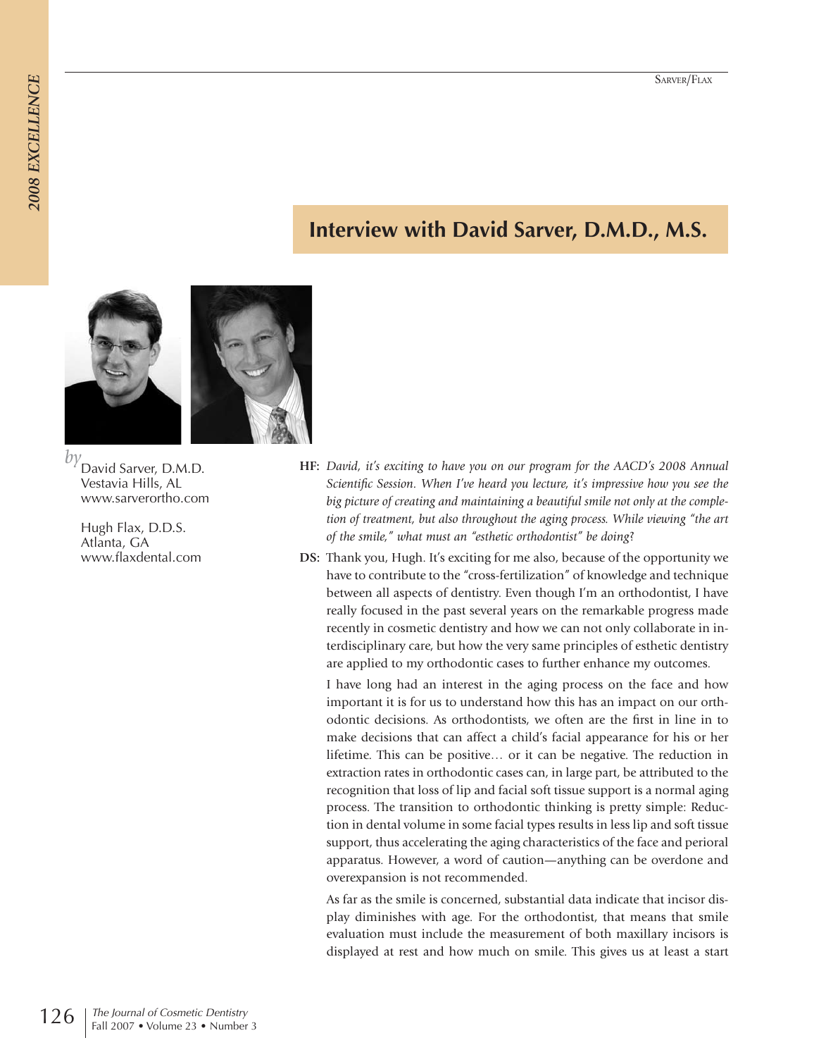# Interview with David Sarver, D.M.D., M.S.

*by* David Sarver, D.M.D.
Vestavia Hills, AL
www.sarverortho.com

Hugh Flax, D.D.S.
Atlanta, GA
www.flaxdental.com

**HF:** *David, it's exciting to have you on our program for the AACD's 2008 Annual Scientific Session. When I've heard you lecture, it's impressive how you see the big picture of creating and maintaining a beautiful smile not only at the completion of treatment, but also throughout the aging process. While viewing "the art of the smile," what must an "esthetic orthodontist" be doing?*

**DS:** Thank you, Hugh. It's exciting for me also, because of the opportunity we have to contribute to the "cross-fertilization" of knowledge and technique between all aspects of dentistry. Even though I'm an orthodontist, I have really focused in the past several years on the remarkable progress made recently in cosmetic dentistry and how we can not only collaborate in interdisciplinary care, but how the very same principles of esthetic dentistry are applied to my orthodontic cases to further enhance my outcomes.

I have long had an interest in the aging process on the face and how important it is for us to understand how this has an impact on our orthodontic decisions. As orthodontists, we often are the first in line in to make decisions that can affect a child's facial appearance for his or her lifetime. This can be positive… or it can be negative. The reduction in extraction rates in orthodontic cases can, in large part, be attributed to the recognition that loss of lip and facial soft tissue support is a normal aging process. The transition to orthodontic thinking is pretty simple: Reduction in dental volume in some facial types results in less lip and soft tissue support, thus accelerating the aging characteristics of the face and perioral apparatus. However, a word of caution—anything can be overdone and overexpansion is not recommended.

As far as the smile is concerned, substantial data indicate that incisor display diminishes with age. For the orthodontist, that means that smile evaluation must include the measurement of both maxillary incisors is displayed at rest and how much on smile. This gives us at least a start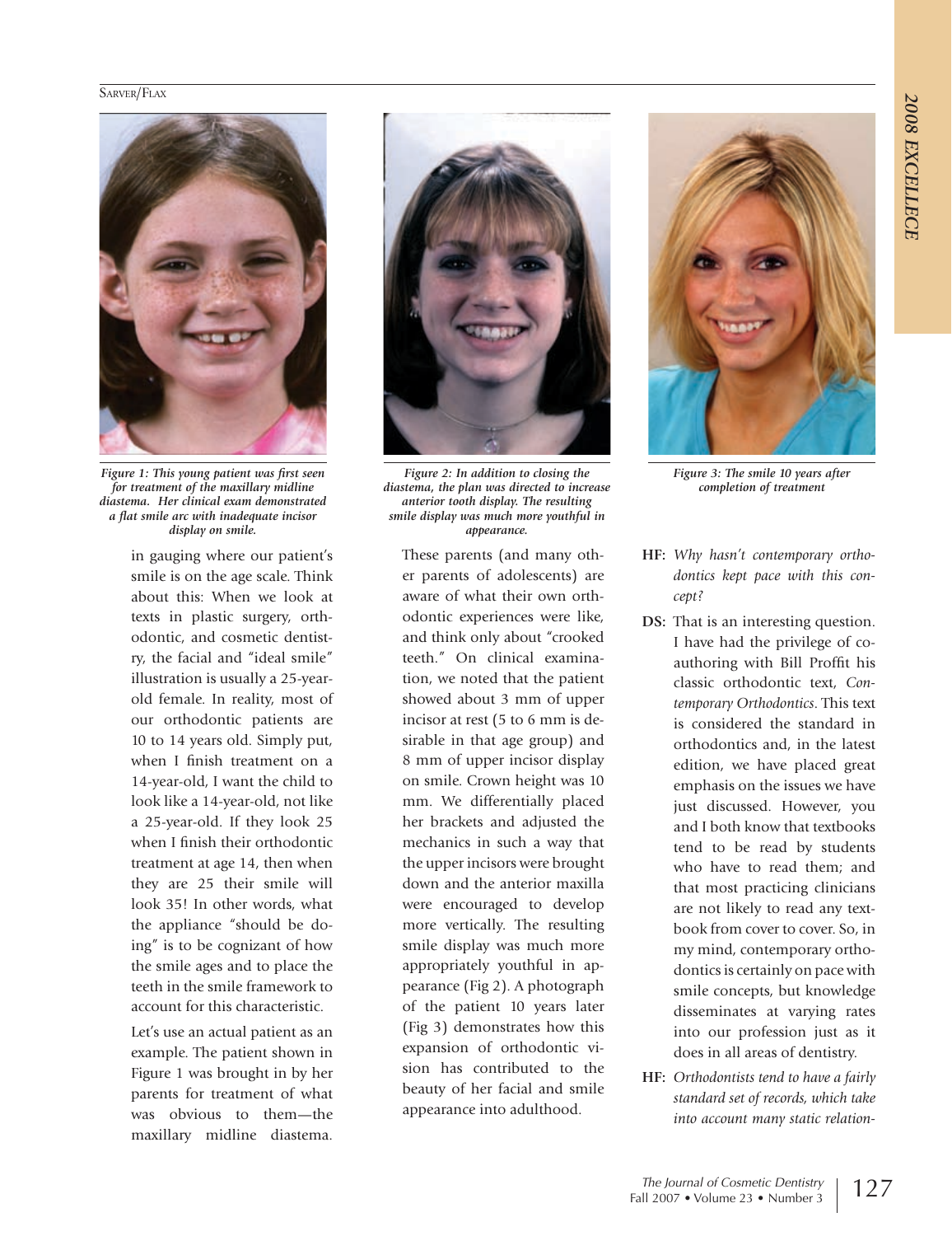Figure 1: This young patient was first seen for treatment of the maxillary midline diastema. Her clinical exam demonstrated a flat smile arc with inadequate incisor display on smile.

Figure 2: In addition to closing the diastema, the plan was directed to increase anterior tooth display. The resulting smile display was much more youthful in appearance.

Figure 3: The smile 10 years after completion of treatment

in gauging where our patient's smile is on the age scale. Think about this: When we look at texts in plastic surgery, orthodontic, and cosmetic dentistry, the facial and "ideal smile" illustration is usually a 25-year-old female. In reality, most of our orthodontic patients are 10 to 14 years old. Simply put, when I finish treatment on a 14-year-old, I want the child to look like a 14-year-old, not like a 25-year-old. If they look 25 when I finish their orthodontic treatment at age 14, then when they are 25 their smile will look 35! In other words, what the appliance "should be doing" is to be cognizant of how the smile ages and to place the teeth in the smile framework to account for this characteristic.

Let's use an actual patient as an example. The patient shown in Figure 1 was brought in by her parents for treatment of what was obvious to them—the maxillary midline diastema. These parents (and many other parents of adolescents) are aware of what their own orthodontic experiences were like, and think only about "crooked teeth." On clinical examination, we noted that the patient showed about 3 mm of upper incisor at rest (5 to 6 mm is desirable in that age group) and 8 mm of upper incisor display on smile. Crown height was 10 mm. We differentially placed her brackets and adjusted the mechanics in such a way that the upper incisors were brought down and the anterior maxilla were encouraged to develop more vertically. The resulting smile display was much more appropriately youthful in appearance (Fig 2). A photograph of the patient 10 years later (Fig 3) demonstrates how this expansion of orthodontic vision has contributed to the beauty of her facial and smile appearance into adulthood.

**HF:** *Why hasn't contemporary orthodontics kept pace with this concept?*

**DS:** That is an interesting question. I have had the privilege of coauthoring with Bill Proffit his classic orthodontic text, *Contemporary Orthodontics*. This text is considered the standard in orthodontics and, in the latest edition, we have placed great emphasis on the issues we have just discussed. However, you and I both know that textbooks tend to be read by students who have to read them; and that most practicing clinicians are not likely to read any textbook from cover to cover. So, in my mind, contemporary orthodontics is certainly on pace with smile concepts, but knowledge disseminates at varying rates into our profession just as it does in all areas of dentistry.

**HF:** *Orthodontists tend to have a fairly standard set of records, which take into account many static relation-*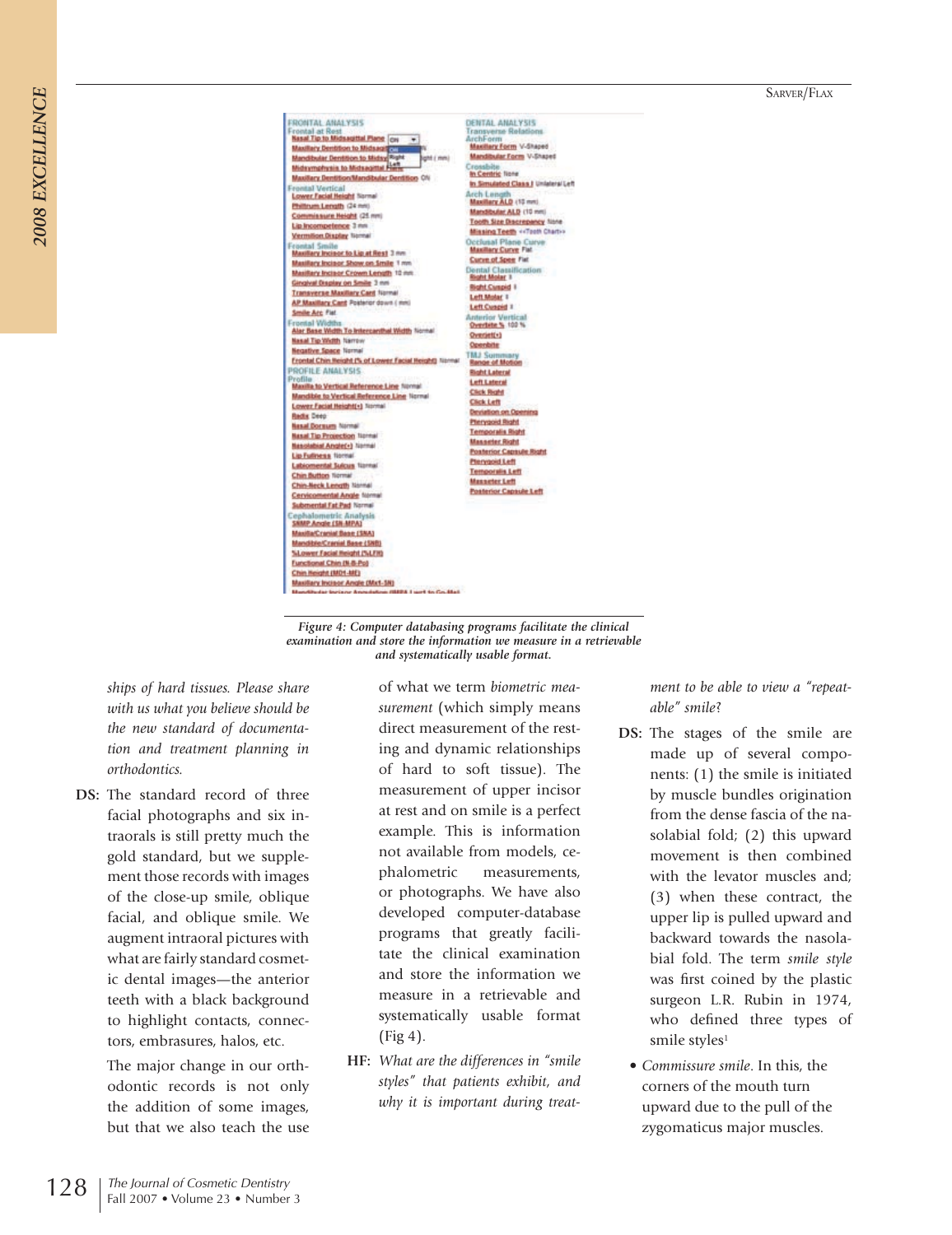*Figure 4: Computer databasing programs facilitate the clinical examination and store the information we measure in a retrievable and systematically usable format.*

*ships of hard tissues. Please share with us what you believe should be the new standard of documentation and treatment planning in orthodontics.*

**DS:** The standard record of three facial photographs and six intraorals is still pretty much the gold standard, but we supplement those records with images of the close-up smile, oblique facial, and oblique smile. We augment intraoral pictures with what are fairly standard cosmetic dental images—the anterior teeth with a black background to highlight contacts, connectors, embrasures, halos, etc.

The major change in our orthodontic records is not only the addition of some images, but that we also teach the use of what we term *biometric measurement* (which simply means direct measurement of the resting and dynamic relationships of hard to soft tissue). The measurement of upper incisor at rest and on smile is a perfect example. This is information not available from models, cephalometric measurements, or photographs. We have also developed computer-database programs that greatly facilitate the clinical examination and store the information we measure in a retrievable and systematically usable format (Fig 4).

**HF:** *What are the differences in "smile styles" that patients exhibit, and why it is important during treatment to be able to view a "repeatable" smile?*

**DS:** The stages of the smile are made up of several components: (1) the smile is initiated by muscle bundles origination from the dense fascia of the nasolabial fold; (2) this upward movement is then combined with the levator muscles and; (3) when these contract, the upper lip is pulled upward and backward towards the nasolabial fold. The term *smile style* was first coined by the plastic surgeon L.R. Rubin in 1974, who defined three types of smile styles[1]

- *Commissure smile*. In this, the corners of the mouth turn upward due to the pull of the zygomaticus major muscles.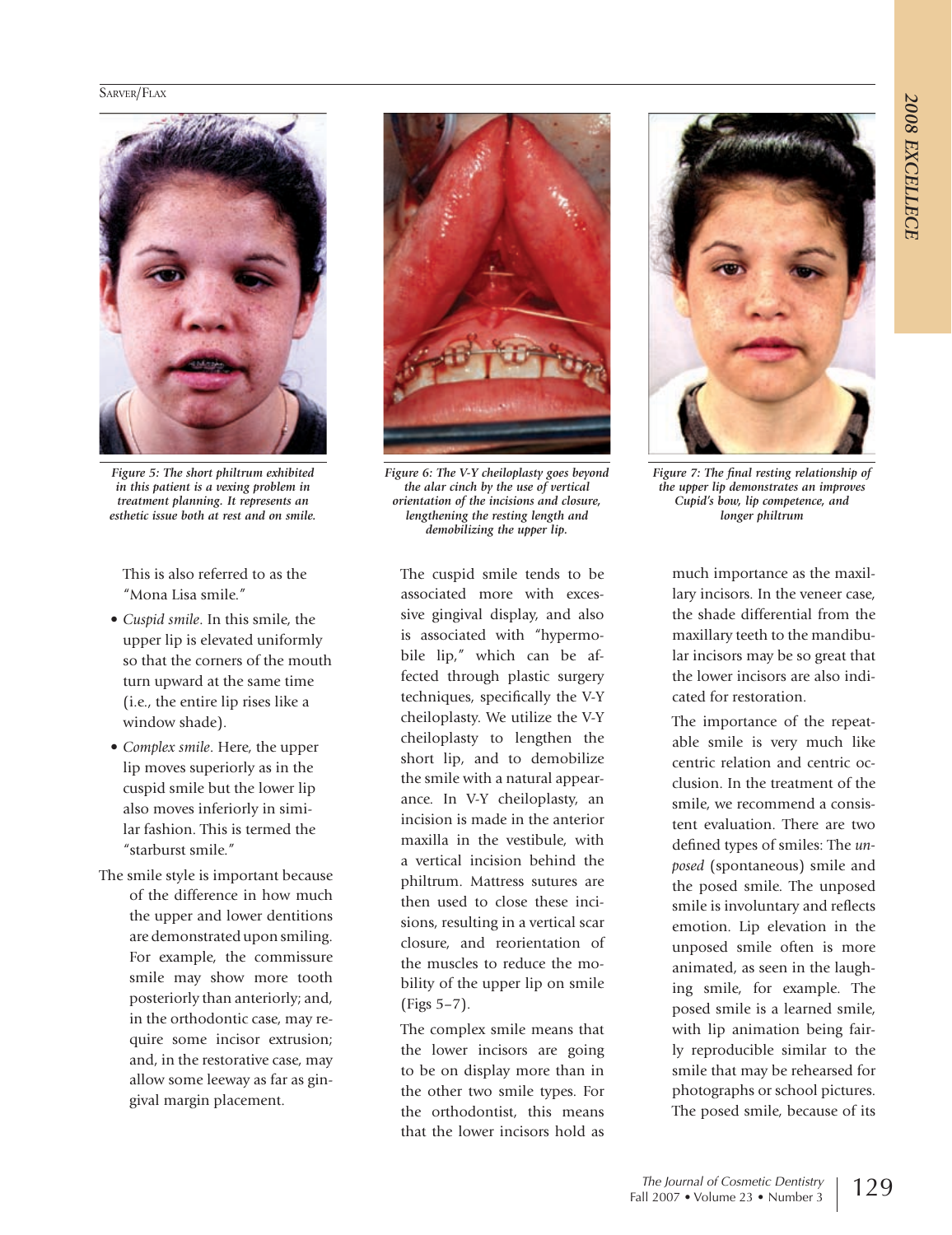Figure 5: The short philtrum exhibited in this patient is a vexing problem in treatment planning. It represents an esthetic issue both at rest and on smile.

Figure 6: The V-Y cheiloplasty goes beyond the alar cinch by the use of vertical orientation of the incisions and closure, lengthening the resting length and demobilizing the upper lip.

Figure 7: The final resting relationship of the upper lip demonstrates an improves Cupid's bow, lip competence, and longer philtrum

This is also referred to as the "Mona Lisa smile."

- *Cuspid smile*. In this smile, the upper lip is elevated uniformly so that the corners of the mouth turn upward at the same time (i.e., the entire lip rises like a window shade).
- *Complex smile*. Here, the upper lip moves superiorly as in the cuspid smile but the lower lip also moves inferiorly in similar fashion. This is termed the "starburst smile."

The smile style is important because of the difference in how much the upper and lower dentitions are demonstrated upon smiling. For example, the commissure smile may show more tooth posteriorly than anteriorly; and, in the orthodontic case, may require some incisor extrusion; and, in the restorative case, may allow some leeway as far as gingival margin placement.

The cuspid smile tends to be associated more with excessive gingival display, and also is associated with "hypermobile lip," which can be affected through plastic surgery techniques, specifically the V-Y cheiloplasty. We utilize the V-Y cheiloplasty to lengthen the short lip, and to demobilize the smile with a natural appearance. In V-Y cheiloplasty, an incision is made in the anterior maxilla in the vestibule, with a vertical incision behind the philtrum. Mattress sutures are then used to close these incisions, resulting in a vertical scar closure, and reorientation of the muscles to reduce the mobility of the upper lip on smile (Figs 5–7).

The complex smile means that the lower incisors are going to be on display more than in the other two smile types. For the orthodontist, this means that the lower incisors hold as much importance as the maxillary incisors. In the veneer case, the shade differential from the maxillary teeth to the mandibular incisors may be so great that the lower incisors are also indicated for restoration.

The importance of the repeatable smile is very much like centric relation and centric occlusion. In the treatment of the smile, we recommend a consistent evaluation. There are two defined types of smiles: The *unposed* (spontaneous) smile and the posed smile. The unposed smile is involuntary and reflects emotion. Lip elevation in the unposed smile often is more animated, as seen in the laughing smile, for example. The posed smile is a learned smile, with lip animation being fairly reproducible similar to the smile that may be rehearsed for photographs or school pictures. The posed smile, because of its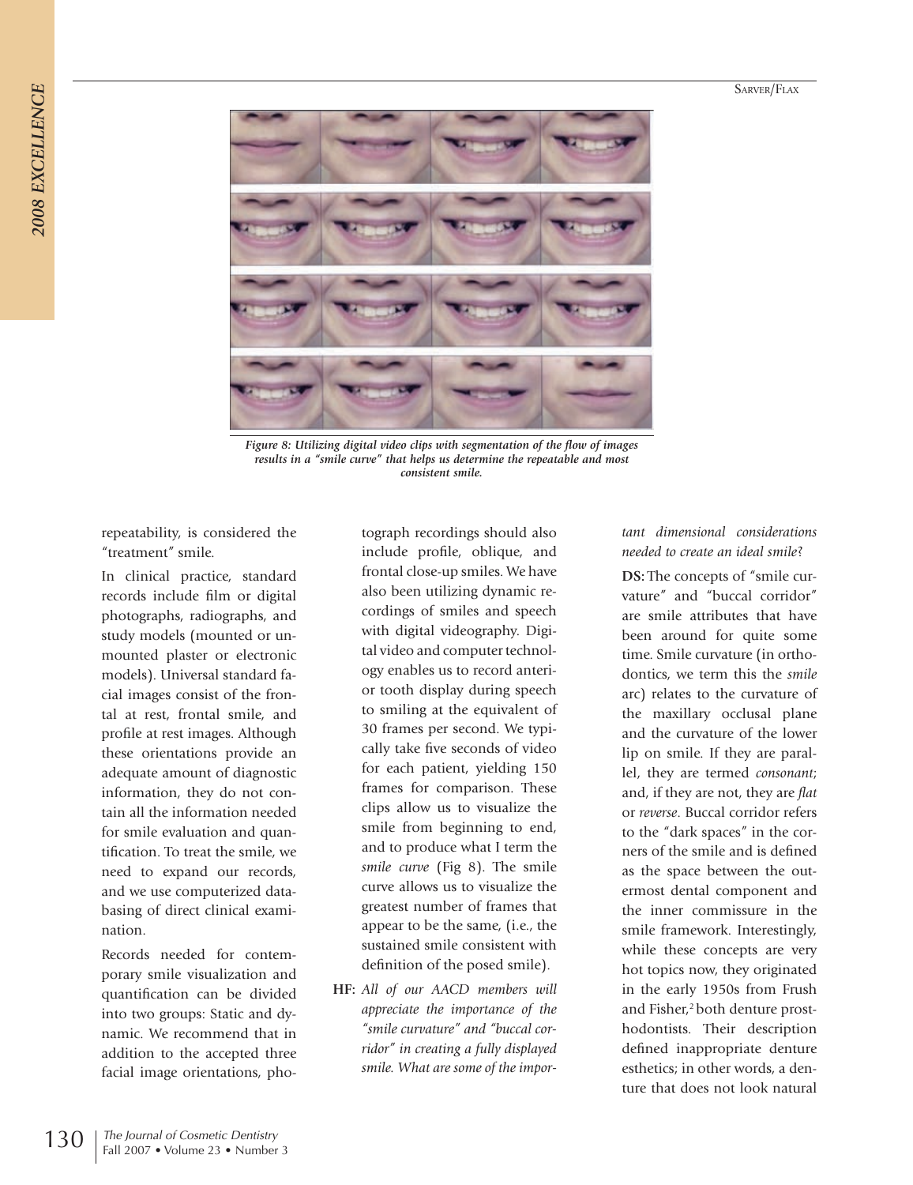*Figure 8: Utilizing digital video clips with segmentation of the flow of images results in a "smile curve" that helps us determine the repeatable and most consistent smile.*

repeatability, is considered the "treatment" smile.

In clinical practice, standard records include film or digital photographs, radiographs, and study models (mounted or unmounted plaster or electronic models). Universal standard facial images consist of the frontal at rest, frontal smile, and profile at rest images. Although these orientations provide an adequate amount of diagnostic information, they do not contain all the information needed for smile evaluation and quantification. To treat the smile, we need to expand our records, and we use computerized databasing of direct clinical examination.

Records needed for contemporary smile visualization and quantification can be divided into two groups: Static and dynamic. We recommend that in addition to the accepted three facial image orientations, photograph recordings should also include profile, oblique, and frontal close-up smiles. We have also been utilizing dynamic recordings of smiles and speech with digital videography. Digital video and computer technology enables us to record anterior tooth display during speech to smiling at the equivalent of 30 frames per second. We typically take five seconds of video for each patient, yielding 150 frames for comparison. These clips allow us to visualize the smile from beginning to end, and to produce what I term the *smile curve* (Fig 8). The smile curve allows us to visualize the greatest number of frames that appear to be the same, (i.e., the sustained smile consistent with definition of the posed smile).

**HF:** *All of our AACD members will appreciate the importance of the "smile curvature" and "buccal corridor" in creating a fully displayed smile. What are some of the important dimensional considerations needed to create an ideal smile?*

**DS:** The concepts of "smile curvature" and "buccal corridor" are smile attributes that have been around for quite some time. Smile curvature (in orthodontics, we term this the *smile* arc) relates to the curvature of the maxillary occlusal plane and the curvature of the lower lip on smile. If they are parallel, they are termed *consonant*; and, if they are not, they are *flat* or *reverse*. Buccal corridor refers to the "dark spaces" in the corners of the smile and is defined as the space between the outermost dental component and the inner commissure in the smile framework. Interestingly, while these concepts are very hot topics now, they originated in the early 1950s from Frush and Fisher,[2] both denture prosthodontists. Their description defined inappropriate denture esthetics; in other words, a denture that does not look natural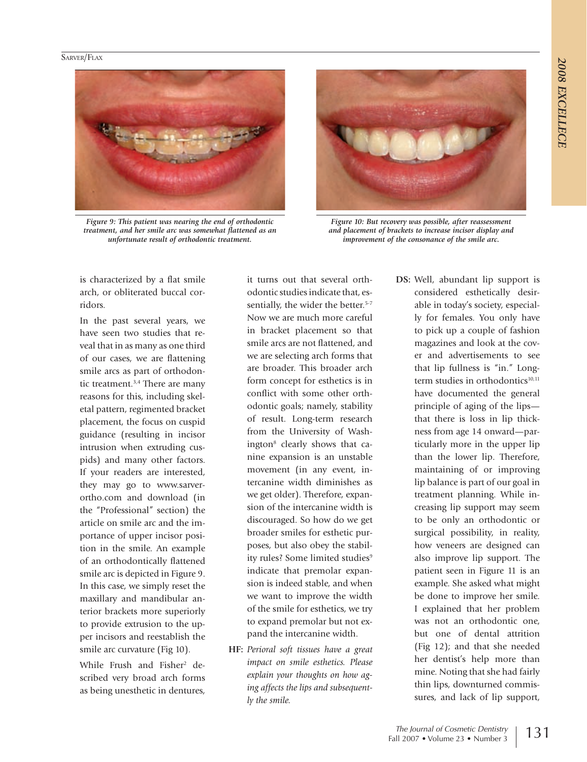*Figure 9: This patient was nearing the end of orthodontic treatment, and her smile arc was somewhat flattened as an unfortunate result of orthodontic treatment.*

*Figure 10: But recovery was possible, after reassessment and placement of brackets to increase incisor display and improvement of the consonance of the smile arc.*

is characterized by a flat smile arch, or obliterated buccal corridors.

In the past several years, we have seen two studies that reveal that in as many as one third of our cases, we are flattening smile arcs as part of orthodontic treatment.[3,4] There are many reasons for this, including skeletal pattern, regimented bracket placement, the focus on cuspid guidance (resulting in incisor intrusion when extruding cuspids) and many other factors. If your readers are interested, they may go to www.sarver-ortho.com and download (in the "Professional" section) the article on smile arc and the importance of upper incisor position in the smile. An example of an orthodontically flattened smile arc is depicted in Figure 9. In this case, we simply reset the maxillary and mandibular anterior brackets more superiorly to provide extrusion to the upper incisors and reestablish the smile arc curvature (Fig 10).

While Frush and Fisher[2] described very broad arch forms as being unesthetic in dentures, it turns out that several orthodontic studies indicate that, essentially, the wider the better.[5-7] Now we are much more careful in bracket placement so that smile arcs are not flattened, and we are selecting arch forms that are broader. This broader arch form concept for esthetics is in conflict with some other orthodontic goals; namely, stability of result. Long-term research from the University of Washington[8] clearly shows that canine expansion is an unstable movement (in any event, intercanine width diminishes as we get older). Therefore, expansion of the intercanine width is discouraged. So how do we get broader smiles for esthetic purposes, but also obey the stability rules? Some limited studies[9] indicate that premolar expansion is indeed stable, and when we want to improve the width of the smile for esthetics, we try to expand premolar but not expand the intercanine width.

**HF:** *Perioral soft tissues have a great impact on smile esthetics. Please explain your thoughts on how aging affects the lips and subsequently the smile.*

**DS:** Well, abundant lip support is considered esthetically desirable in today's society, especially for females. You only have to pick up a couple of fashion magazines and look at the cover and advertisements to see that lip fullness is "in." Long-term studies in orthodontics[10,11] have documented the general principle of aging of the lips—that there is loss in lip thickness from age 14 onward—particularly more in the upper lip than the lower lip. Therefore, maintaining of or improving lip balance is part of our goal in treatment planning. While increasing lip support may seem to be only an orthodontic or surgical possibility, in reality, how veneers are designed can also improve lip support. The patient seen in Figure 11 is an example. She asked what might be done to improve her smile. I explained that her problem was not an orthodontic one, but one of dental attrition (Fig 12); and that she needed her dentist's help more than mine. Noting that she had fairly thin lips, downturned commissures, and lack of lip support,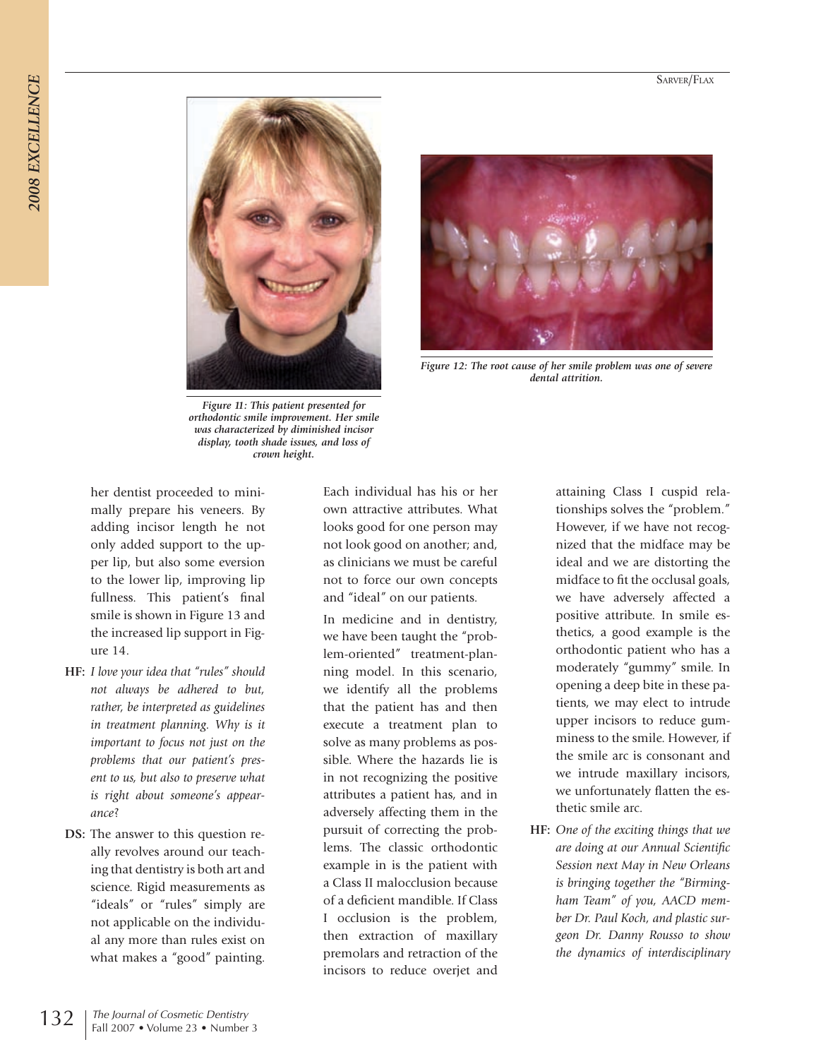Figure 11: This patient presented for orthodontic smile improvement. Her smile was characterized by diminished incisor display, tooth shade issues, and loss of crown height.

Figure 12: The root cause of her smile problem was one of severe dental attrition.

her dentist proceeded to minimally prepare his veneers. By adding incisor length he not only added support to the upper lip, but also some eversion to the lower lip, improving lip fullness. This patient's final smile is shown in Figure 13 and the increased lip support in Figure 14.

**HF:** *I love your idea that "rules" should not always be adhered to but, rather, be interpreted as guidelines in treatment planning. Why is it important to focus not just on the problems that our patient's present to us, but also to preserve what is right about someone's appearance?*

**DS:** The answer to this question really revolves around our teaching that dentistry is both art and science. Rigid measurements as "ideals" or "rules" simply are not applicable on the individual any more than rules exist on what makes a "good" painting. Each individual has his or her own attractive attributes. What looks good for one person may not look good on another; and, as clinicians we must be careful not to force our own concepts and "ideal" on our patients.

In medicine and in dentistry, we have been taught the "problem-oriented" treatment-planning model. In this scenario, we identify all the problems that the patient has and then execute a treatment plan to solve as many problems as possible. Where the hazards lie is in not recognizing the positive attributes a patient has, and in adversely affecting them in the pursuit of correcting the problems. The classic orthodontic example in is the patient with a Class II malocclusion because of a deficient mandible. If Class I occlusion is the problem, then extraction of maxillary premolars and retraction of the incisors to reduce overjet and attaining Class I cuspid relationships solves the "problem." However, if we have not recognized that the midface may be ideal and we are distorting the midface to fit the occlusal goals, we have adversely affected a positive attribute. In smile esthetics, a good example is the orthodontic patient who has a moderately "gummy" smile. In opening a deep bite in these patients, we may elect to intrude upper incisors to reduce gumminess to the smile. However, if the smile arc is consonant and we intrude maxillary incisors, we unfortunately flatten the esthetic smile arc.

**HF:** *One of the exciting things that we are doing at our Annual Scientific Session next May in New Orleans is bringing together the "Birmingham Team" of you, AACD member Dr. Paul Koch, and plastic surgeon Dr. Danny Rousso to show the dynamics of interdisciplinary*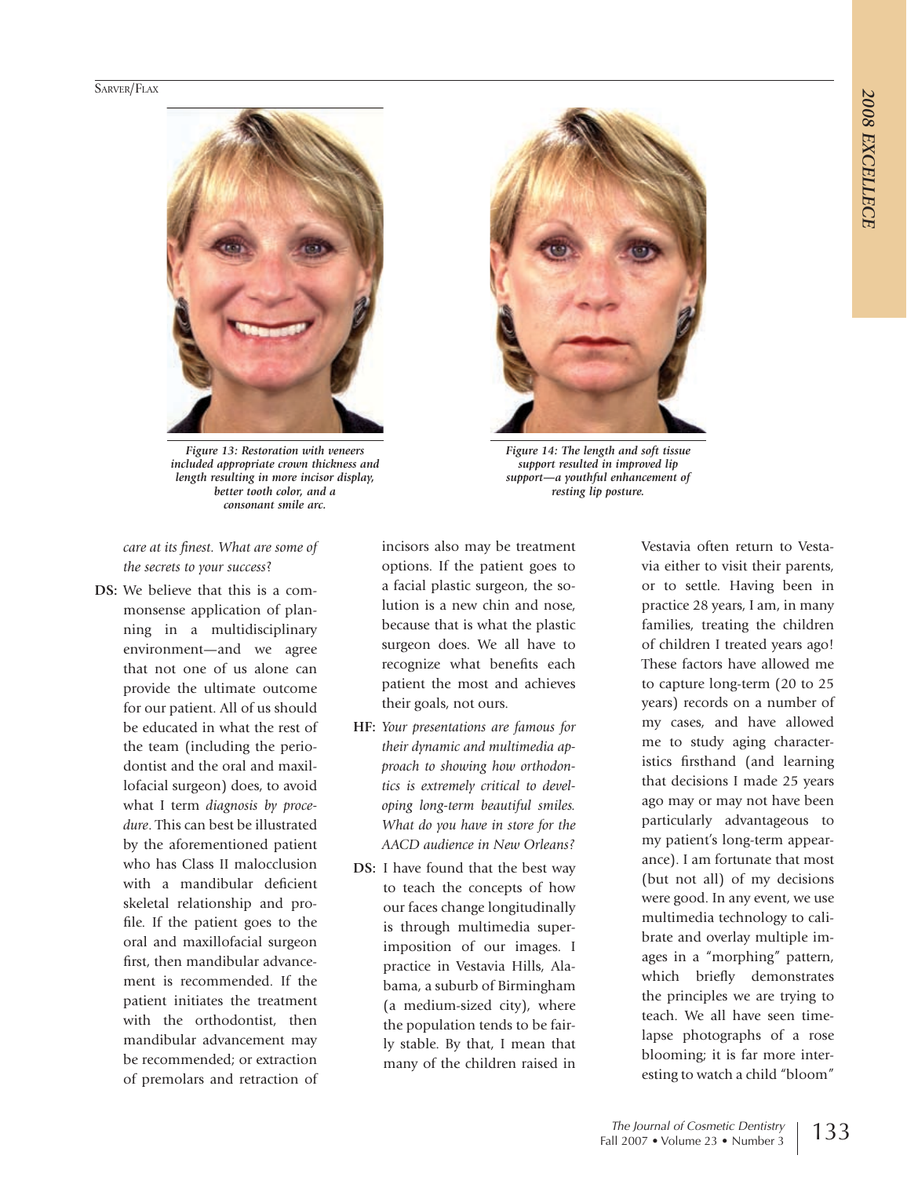*Figure 13: Restoration with veneers included appropriate crown thickness and length resulting in more incisor display, better tooth color, and a consonant smile arc.*

*Figure 14: The length and soft tissue support resulted in improved lip support—a youthful enhancement of resting lip posture.*

*care at its finest. What are some of the secrets to your success?*

**DS:** We believe that this is a commonsense application of planning in a multidisciplinary environment—and we agree that not one of us alone can provide the ultimate outcome for our patient. All of us should be educated in what the rest of the team (including the periodontist and the oral and maxillofacial surgeon) does, to avoid what I term *diagnosis by procedure*. This can best be illustrated by the aforementioned patient who has Class II malocclusion with a mandibular deficient skeletal relationship and profile. If the patient goes to the oral and maxillofacial surgeon first, then mandibular advancement is recommended. If the patient initiates the treatment with the orthodontist, then mandibular advancement may be recommended; or extraction of premolars and retraction of incisors also may be treatment options. If the patient goes to a facial plastic surgeon, the solution is a new chin and nose, because that is what the plastic surgeon does. We all have to recognize what benefits each patient the most and achieves their goals, not ours.

**HF:** *Your presentations are famous for their dynamic and multimedia approach to showing how orthodontics is extremely critical to developing long-term beautiful smiles. What do you have in store for the AACD audience in New Orleans?*

**DS:** I have found that the best way to teach the concepts of how our faces change longitudinally is through multimedia superimposition of our images. I practice in Vestavia Hills, Alabama, a suburb of Birmingham (a medium-sized city), where the population tends to be fairly stable. By that, I mean that many of the children raised in Vestavia often return to Vestavia either to visit their parents, or to settle. Having been in practice 28 years, I am, in many families, treating the children of children I treated years ago! These factors have allowed me to capture long-term (20 to 25 years) records on a number of my cases, and have allowed me to study aging characteristics firsthand (and learning that decisions I made 25 years ago may or may not have been particularly advantageous to my patient's long-term appearance). I am fortunate that most (but not all) of my decisions were good. In any event, we use multimedia technology to calibrate and overlay multiple images in a "morphing" pattern, which briefly demonstrates the principles we are trying to teach. We all have seen time-lapse photographs of a rose blooming; it is far more interesting to watch a child "bloom"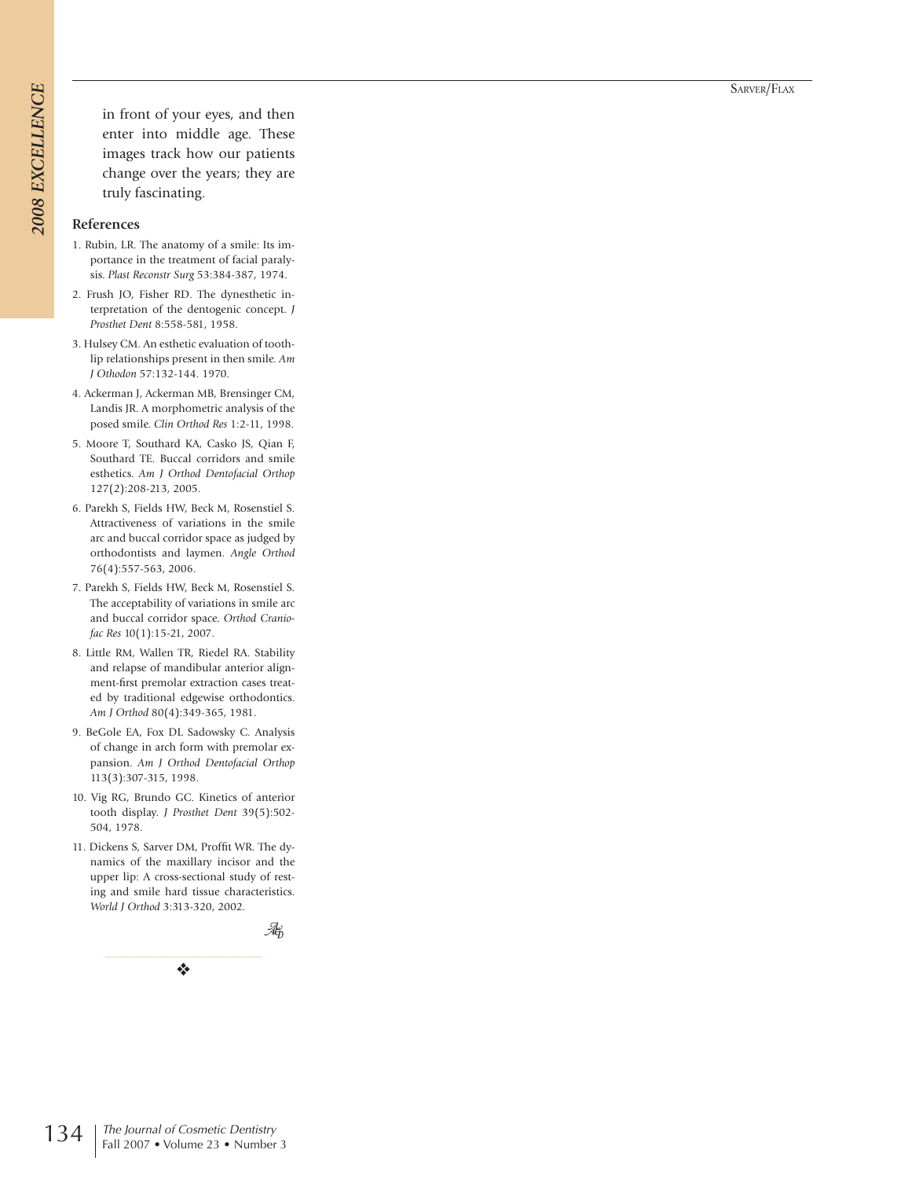in front of your eyes, and then enter into middle age. These images track how our patients change over the years; they are truly fascinating.

## References

1. Rubin, LR. The anatomy of a smile: Its importance in the treatment of facial paralysis. *Plast Reconstr Surg* 53:384-387, 1974.
2. Frush JO, Fisher RD. The dynesthetic interpretation of the dentogenic concept. *J Prosthet Dent* 8:558-581, 1958.
3. Hulsey CM. An esthetic evaluation of tooth-lip relationships present in then smile. *Am J Othodon* 57:132-144. 1970.
4. Ackerman J, Ackerman MB, Brensinger CM, Landis JR. A morphometric analysis of the posed smile. *Clin Orthod Res* 1:2-11, 1998.
5. Moore T, Southard KA, Casko JS, Qian F, Southard TE. Buccal corridors and smile esthetics. *Am J Orthod Dentofacial Orthop* 127(2):208-213, 2005.
6. Parekh S, Fields HW, Beck M, Rosenstiel S. Attractiveness of variations in the smile arc and buccal corridor space as judged by orthodontists and laymen. *Angle Orthod* 76(4):557-563, 2006.
7. Parekh S, Fields HW, Beck M, Rosenstiel S. The acceptability of variations in smile arc and buccal corridor space. *Orthod Craniofac Res* 10(1):15-21, 2007.
8. Little RM, Wallen TR, Riedel RA. Stability and relapse of mandibular anterior alignment-first premolar extraction cases treated by traditional edgewise orthodontics. *Am J Orthod* 80(4):349-365, 1981.
9. BeGole EA, Fox DL Sadowsky C. Analysis of change in arch form with premolar expansion. *Am J Orthod Dentofacial Orthop* 113(3):307-315, 1998.
10. Vig RG, Brundo GC. Kinetics of anterior tooth display. *J Prosthet Dent* 39(5):502-504, 1978.
11. Dickens S, Sarver DM, Proffit WR. The dynamics of the maxillary incisor and the upper lip: A cross-sectional study of resting and smile hard tissue characteristics. *World J Orthod* 3:313-320, 2002.